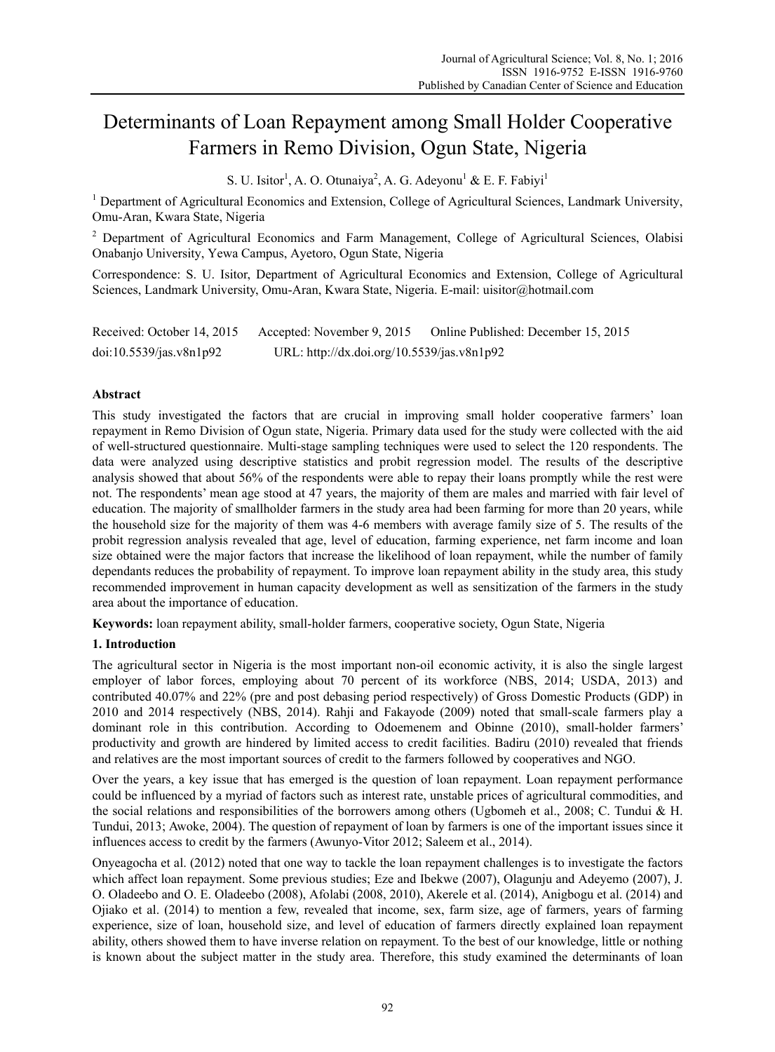# Determinants of Loan Repayment among Small Holder Cooperative Farmers in Remo Division, Ogun State, Nigeria

S. U. Isitor[1], A. O. Otunaiya[2], A. G. Adeyonu[1] & E. F. Fabiyi[1]

[1] Department of Agricultural Economics and Extension, College of Agricultural Sciences, Landmark University, Omu-Aran, Kwara State, Nigeria

[2] Department of Agricultural Economics and Farm Management, College of Agricultural Sciences, Olabisi Onabanjo University, Yewa Campus, Ayetoro, Ogun State, Nigeria

Correspondence: S. U. Isitor, Department of Agricultural Economics and Extension, College of Agricultural Sciences, Landmark University, Omu-Aran, Kwara State, Nigeria. E-mail: uisitor@hotmail.com

Received: October 14, 2015 Accepted: November 9, 2015 Online Published: December 15, 2015

doi:10.5539/jas.v8n1p92 URL: http://dx.doi.org/10.5539/jas.v8n1p92

## Abstract

This study investigated the factors that are crucial in improving small holder cooperative farmers' loan repayment in Remo Division of Ogun state, Nigeria. Primary data used for the study were collected with the aid of well-structured questionnaire. Multi-stage sampling techniques were used to select the 120 respondents. The data were analyzed using descriptive statistics and probit regression model. The results of the descriptive analysis showed that about 56% of the respondents were able to repay their loans promptly while the rest were not. The respondents' mean age stood at 47 years, the majority of them are males and married with fair level of education. The majority of smallholder farmers in the study area had been farming for more than 20 years, while the household size for the majority of them was 4-6 members with average family size of 5. The results of the probit regression analysis revealed that age, level of education, farming experience, net farm income and loan size obtained were the major factors that increase the likelihood of loan repayment, while the number of family dependants reduces the probability of repayment. To improve loan repayment ability in the study area, this study recommended improvement in human capacity development as well as sensitization of the farmers in the study area about the importance of education.

**Keywords:** loan repayment ability, small-holder farmers, cooperative society, Ogun State, Nigeria

## 1. Introduction

The agricultural sector in Nigeria is the most important non-oil economic activity, it is also the single largest employer of labor forces, employing about 70 percent of its workforce (NBS, 2014; USDA, 2013) and contributed 40.07% and 22% (pre and post debasing period respectively) of Gross Domestic Products (GDP) in 2010 and 2014 respectively (NBS, 2014). Rahji and Fakayode (2009) noted that small-scale farmers play a dominant role in this contribution. According to Odoemenem and Obinne (2010), small-holder farmers' productivity and growth are hindered by limited access to credit facilities. Badiru (2010) revealed that friends and relatives are the most important sources of credit to the farmers followed by cooperatives and NGO.

Over the years, a key issue that has emerged is the question of loan repayment. Loan repayment performance could be influenced by a myriad of factors such as interest rate, unstable prices of agricultural commodities, and the social relations and responsibilities of the borrowers among others (Ugbomeh et al., 2008; C. Tundui & H. Tundui, 2013; Awoke, 2004). The question of repayment of loan by farmers is one of the important issues since it influences access to credit by the farmers (Awunyo-Vitor 2012; Saleem et al., 2014).

Onyeagocha et al. (2012) noted that one way to tackle the loan repayment challenges is to investigate the factors which affect loan repayment. Some previous studies; Eze and Ibekwe (2007), Olagunju and Adeyemo (2007), J. O. Oladeebo and O. E. Oladeebo (2008), Afolabi (2008, 2010), Akerele et al. (2014), Anigbogu et al. (2014) and Ojiako et al. (2014) to mention a few, revealed that income, sex, farm size, age of farmers, years of farming experience, size of loan, household size, and level of education of farmers directly explained loan repayment ability, others showed them to have inverse relation on repayment. To the best of our knowledge, little or nothing is known about the subject matter in the study area. Therefore, this study examined the determinants of loan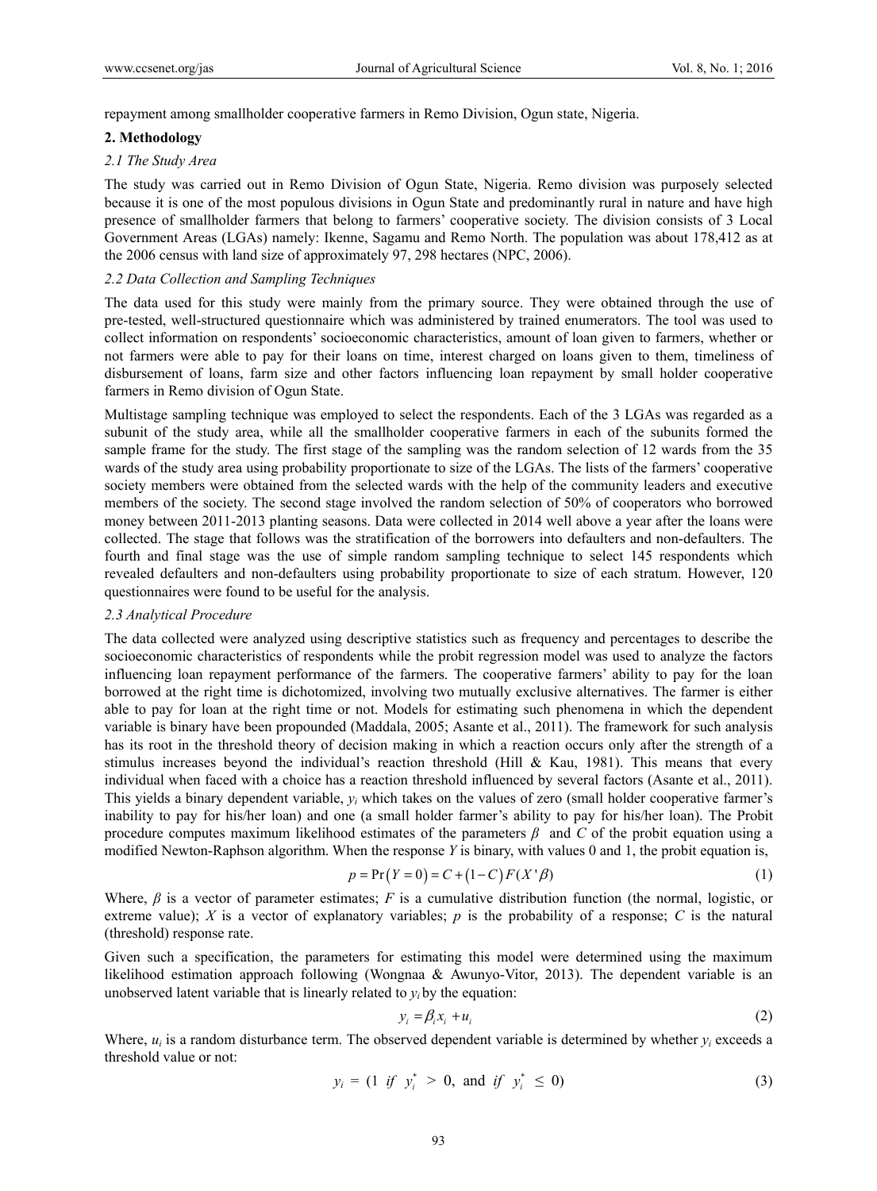repayment among smallholder cooperative farmers in Remo Division, Ogun state, Nigeria.

## 2. Methodology

### *2.1 The Study Area*

The study was carried out in Remo Division of Ogun State, Nigeria. Remo division was purposely selected because it is one of the most populous divisions in Ogun State and predominantly rural in nature and have high presence of smallholder farmers that belong to farmers' cooperative society. The division consists of 3 Local Government Areas (LGAs) namely: Ikenne, Sagamu and Remo North. The population was about 178,412 as at the 2006 census with land size of approximately 97, 298 hectares (NPC, 2006).

### *2.2 Data Collection and Sampling Techniques*

The data used for this study were mainly from the primary source. They were obtained through the use of pre-tested, well-structured questionnaire which was administered by trained enumerators. The tool was used to collect information on respondents' socioeconomic characteristics, amount of loan given to farmers, whether or not farmers were able to pay for their loans on time, interest charged on loans given to them, timeliness of disbursement of loans, farm size and other factors influencing loan repayment by small holder cooperative farmers in Remo division of Ogun State.

Multistage sampling technique was employed to select the respondents. Each of the 3 LGAs was regarded as a subunit of the study area, while all the smallholder cooperative farmers in each of the subunits formed the sample frame for the study. The first stage of the sampling was the random selection of 12 wards from the 35 wards of the study area using probability proportionate to size of the LGAs. The lists of the farmers' cooperative society members were obtained from the selected wards with the help of the community leaders and executive members of the society. The second stage involved the random selection of 50% of cooperators who borrowed money between 2011-2013 planting seasons. Data were collected in 2014 well above a year after the loans were collected. The stage that follows was the stratification of the borrowers into defaulters and non-defaulters. The fourth and final stage was the use of simple random sampling technique to select 145 respondents which revealed defaulters and non-defaulters using probability proportionate to size of each stratum. However, 120 questionnaires were found to be useful for the analysis.

### *2.3 Analytical Procedure*

The data collected were analyzed using descriptive statistics such as frequency and percentages to describe the socioeconomic characteristics of respondents while the probit regression model was used to analyze the factors influencing loan repayment performance of the farmers. The cooperative farmers' ability to pay for the loan borrowed at the right time is dichotomized, involving two mutually exclusive alternatives. The farmer is either able to pay for loan at the right time or not. Models for estimating such phenomena in which the dependent variable is binary have been propounded (Maddala, 2005; Asante et al., 2011). The framework for such analysis has its root in the threshold theory of decision making in which a reaction occurs only after the strength of a stimulus increases beyond the individual's reaction threshold (Hill & Kau, 1981). This means that every individual when faced with a choice has a reaction threshold influenced by several factors (Asante et al., 2011). This yields a binary dependent variable, $y_i$ which takes on the values of zero (small holder cooperative farmer's inability to pay for his/her loan) and one (a small holder farmer's ability to pay for his/her loan). The Probit procedure computes maximum likelihood estimates of the parameters $\beta$ and $C$ of the probit equation using a modified Newton-Raphson algorithm. When the response $Y$ is binary, with values 0 and 1, the probit equation is,

$$p = \Pr(Y = 0) = C + (1 - C)F(X'\beta) \tag{1}$$

Where, $\beta$ is a vector of parameter estimates; $F$ is a cumulative distribution function (the normal, logistic, or extreme value); $X$ is a vector of explanatory variables; $p$ is the probability of a response; $C$ is the natural (threshold) response rate.

Given such a specification, the parameters for estimating this model were determined using the maximum likelihood estimation approach following (Wongnaa & Awunyo-Vitor, 2013). The dependent variable is an unobserved latent variable that is linearly related to $y_i$ by the equation:

$$y_i = \beta_i x_i + u_i \tag{2}$$

Where, $u_i$ is a random disturbance term. The observed dependent variable is determined by whether $y_i$ exceeds a threshold value or not:

$$y_i = (1 \ \ if \ \ y_i^* > 0, \text{ and } \ if \ \ y_i^* \leq 0) \tag{3}$$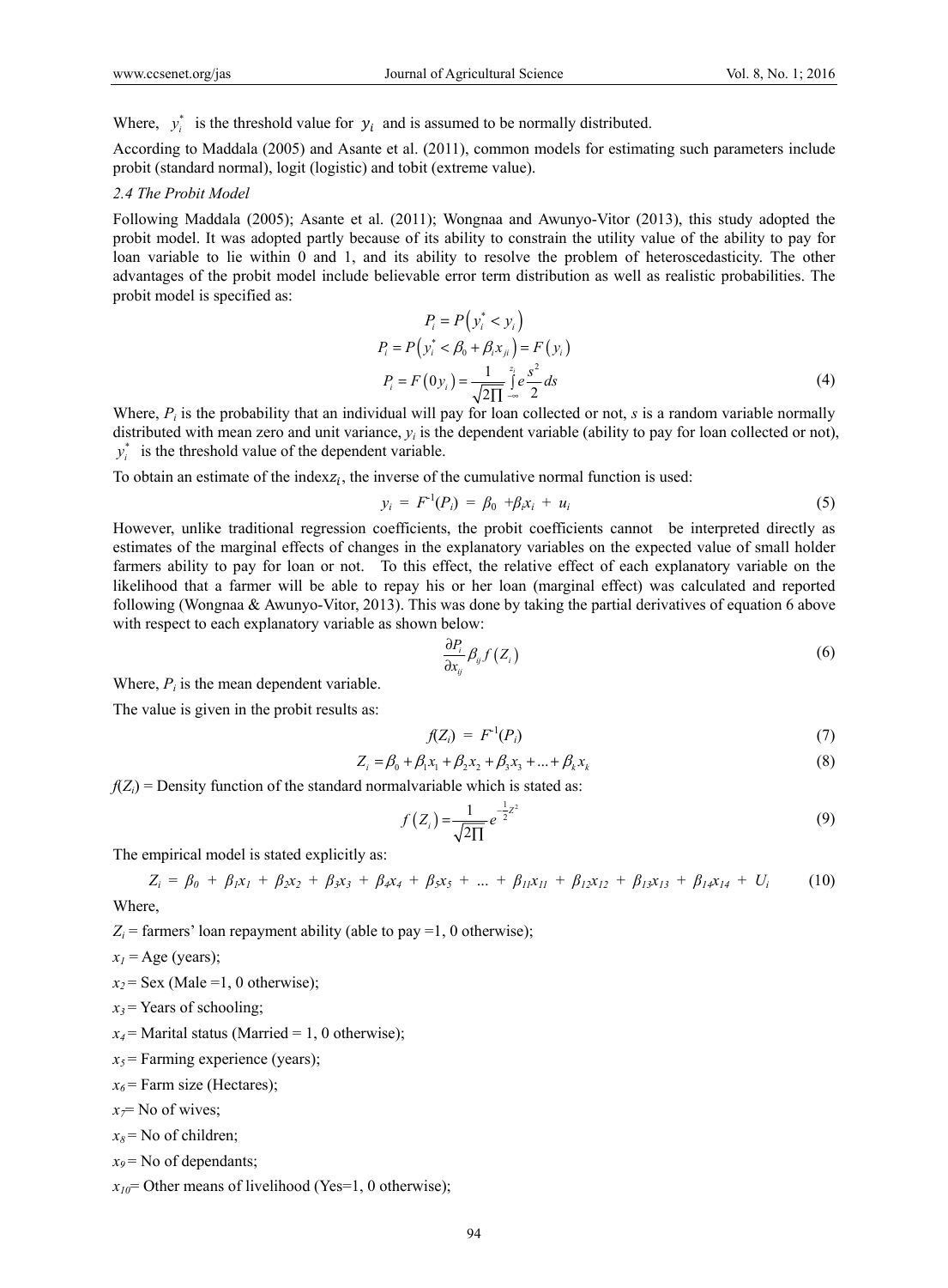Where, $y_i^*$ is the threshold value for $y_i$ and is assumed to be normally distributed.

According to Maddala (2005) and Asante et al. (2011), common models for estimating such parameters include probit (standard normal), logit (logistic) and tobit (extreme value).

### 2.4 The Probit Model

Following Maddala (2005); Asante et al. (2011); Wongnaa and Awunyo-Vitor (2013), this study adopted the probit model. It was adopted partly because of its ability to constrain the utility value of the ability to pay for loan variable to lie within 0 and 1, and its ability to resolve the problem of heteroscedasticity. The other advantages of the probit model include believable error term distribution as well as realistic probabilities. The probit model is specified as:

$$P_i = P\left(y_i^* < y_i\right)$$

$$P_i = P\left(y_i^* < \beta_0 + \beta_i x_{ji}\right) = F\left(y_i\right)$$

$$P_i = F\left(0y_i\right) = \frac{1}{\sqrt{2\Pi}} \int_{-\infty}^{z_i} e \frac{s^2}{2} ds \tag{4}$$

Where, $P_i$ is the probability that an individual will pay for loan collected or not, $s$ is a random variable normally distributed with mean zero and unit variance, $y_i$ is the dependent variable (ability to pay for loan collected or not), $y_i^*$ is the threshold value of the dependent variable.

To obtain an estimate of the index$z_i$, the inverse of the cumulative normal function is used:

$$y_i = F^{-1}(P_i) = \beta_0 + \beta_i x_i + u_i \tag{5}$$

However, unlike traditional regression coefficients, the probit coefficients cannot be interpreted directly as estimates of the marginal effects of changes in the explanatory variables on the expected value of small holder farmers ability to pay for loan or not. To this effect, the relative effect of each explanatory variable on the likelihood that a farmer will be able to repay his or her loan (marginal effect) was calculated and reported following (Wongnaa & Awunyo-Vitor, 2013). This was done by taking the partial derivatives of equation 6 above with respect to each explanatory variable as shown below:

$$\frac{\partial P_i}{\partial x_{ij}} \beta_{ij} f\left(Z_i\right) \tag{6}$$

Where, $P_i$ is the mean dependent variable.

The value is given in the probit results as:

$$f(Z_i) = F^{-1}(P_i) \tag{7}$$

$$Z_i = \beta_0 + \beta_1 x_1 + \beta_2 x_2 + \beta_3 x_3 + \ldots + \beta_k x_k \tag{8}$$

$f(Z_i)$ = Density function of the standard normalvariable which is stated as:

$$f\left(Z_i\right) = \frac{1}{\sqrt{2\Pi}} e^{-\frac{1}{2}Z^2} \tag{9}$$

The empirical model is stated explicitly as:

$$Z_i = \beta_0 + \beta_1 x_1 + \beta_2 x_2 + \beta_3 x_3 + \beta_4 x_4 + \beta_5 x_5 + \ldots + \beta_{11} x_{11} + \beta_{12} x_{12} + \beta_{13} x_{13} + \beta_{14} x_{14} + U_i \tag{10}$$

Where,

$Z_i$ = farmers' loan repayment ability (able to pay =1, 0 otherwise);

$x_1$ = Age (years);

$x_2$ = Sex (Male =1, 0 otherwise);

$x_3$ = Years of schooling;

$x_4$ = Marital status (Married = 1, 0 otherwise);

$x_5$ = Farming experience (years);

$x_6$ = Farm size (Hectares);

$x_7$= No of wives;

$x_8$ = No of children;

$x_9$ = No of dependants;

$x_{10}$= Other means of livelihood (Yes=1, 0 otherwise);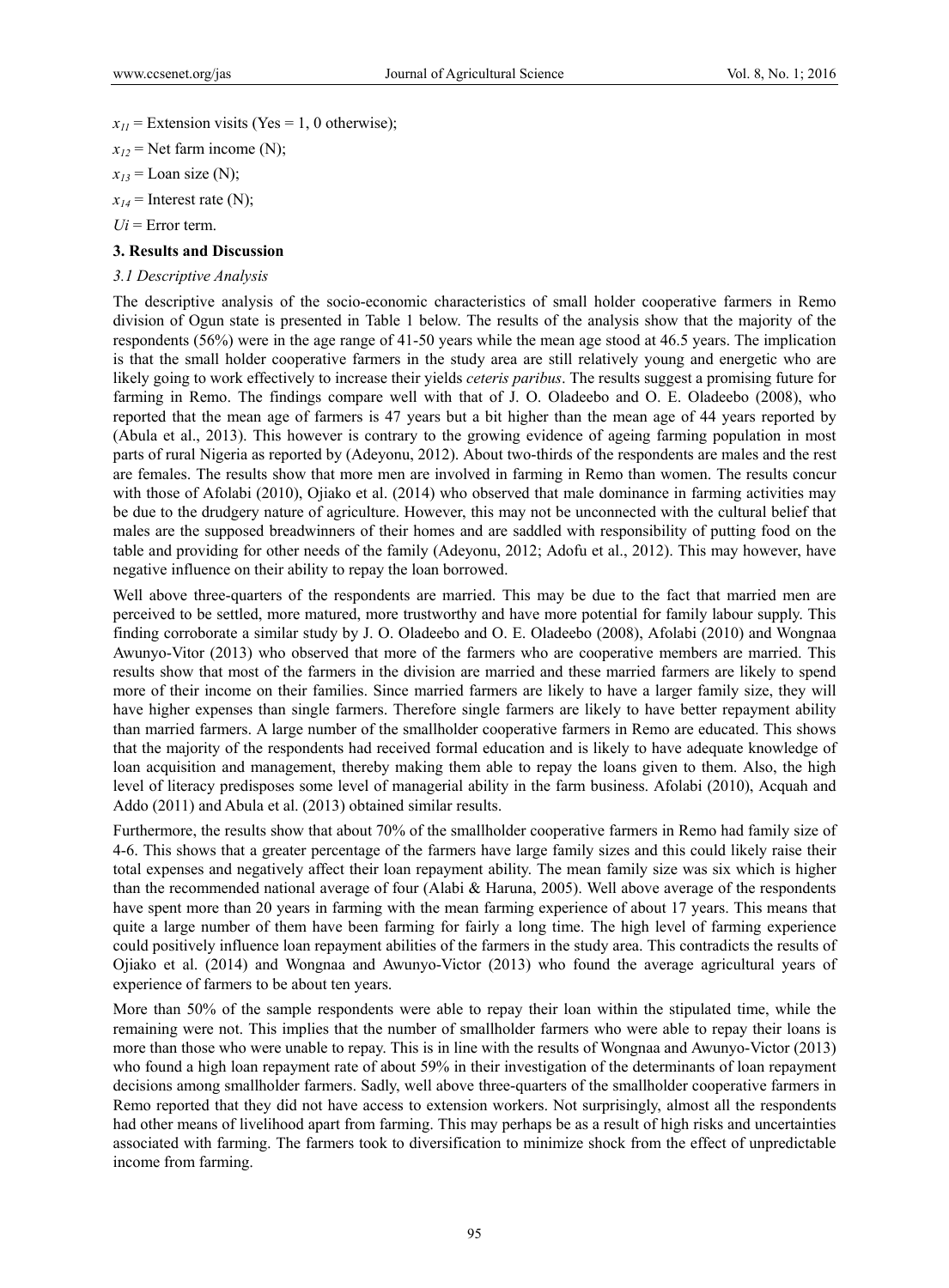$x_{11}$ = Extension visits (Yes = 1, 0 otherwise);

$x_{12}$ = Net farm income (N);

$x_{13}$ = Loan size (N);

$x_{14}$ = Interest rate (N);

$Ui$ = Error term.

### 3. Results and Discussion

#### *3.1 Descriptive Analysis*

The descriptive analysis of the socio-economic characteristics of small holder cooperative farmers in Remo division of Ogun state is presented in Table 1 below. The results of the analysis show that the majority of the respondents (56%) were in the age range of 41-50 years while the mean age stood at 46.5 years. The implication is that the small holder cooperative farmers in the study area are still relatively young and energetic who are likely going to work effectively to increase their yields *ceteris paribus*. The results suggest a promising future for farming in Remo. The findings compare well with that of J. O. Oladeebo and O. E. Oladeebo (2008), who reported that the mean age of farmers is 47 years but a bit higher than the mean age of 44 years reported by (Abula et al., 2013). This however is contrary to the growing evidence of ageing farming population in most parts of rural Nigeria as reported by (Adeyonu, 2012). About two-thirds of the respondents are males and the rest are females. The results show that more men are involved in farming in Remo than women. The results concur with those of Afolabi (2010), Ojiako et al. (2014) who observed that male dominance in farming activities may be due to the drudgery nature of agriculture. However, this may not be unconnected with the cultural belief that males are the supposed breadwinners of their homes and are saddled with responsibility of putting food on the table and providing for other needs of the family (Adeyonu, 2012; Adofu et al., 2012). This may however, have negative influence on their ability to repay the loan borrowed.

Well above three-quarters of the respondents are married. This may be due to the fact that married men are perceived to be settled, more matured, more trustworthy and have more potential for family labour supply. This finding corroborate a similar study by J. O. Oladeebo and O. E. Oladeebo (2008), Afolabi (2010) and Wongnaa Awunyo-Vitor (2013) who observed that more of the farmers who are cooperative members are married. This results show that most of the farmers in the division are married and these married farmers are likely to spend more of their income on their families. Since married farmers are likely to have a larger family size, they will have higher expenses than single farmers. Therefore single farmers are likely to have better repayment ability than married farmers. A large number of the smallholder cooperative farmers in Remo are educated. This shows that the majority of the respondents had received formal education and is likely to have adequate knowledge of loan acquisition and management, thereby making them able to repay the loans given to them. Also, the high level of literacy predisposes some level of managerial ability in the farm business. Afolabi (2010), Acquah and Addo (2011) and Abula et al. (2013) obtained similar results.

Furthermore, the results show that about 70% of the smallholder cooperative farmers in Remo had family size of 4-6. This shows that a greater percentage of the farmers have large family sizes and this could likely raise their total expenses and negatively affect their loan repayment ability. The mean family size was six which is higher than the recommended national average of four (Alabi & Haruna, 2005). Well above average of the respondents have spent more than 20 years in farming with the mean farming experience of about 17 years. This means that quite a large number of them have been farming for fairly a long time. The high level of farming experience could positively influence loan repayment abilities of the farmers in the study area. This contradicts the results of Ojiako et al. (2014) and Wongnaa and Awunyo-Victor (2013) who found the average agricultural years of experience of farmers to be about ten years.

More than 50% of the sample respondents were able to repay their loan within the stipulated time, while the remaining were not. This implies that the number of smallholder farmers who were able to repay their loans is more than those who were unable to repay. This is in line with the results of Wongnaa and Awunyo-Victor (2013) who found a high loan repayment rate of about 59% in their investigation of the determinants of loan repayment decisions among smallholder farmers. Sadly, well above three-quarters of the smallholder cooperative farmers in Remo reported that they did not have access to extension workers. Not surprisingly, almost all the respondents had other means of livelihood apart from farming. This may perhaps be as a result of high risks and uncertainties associated with farming. The farmers took to diversification to minimize shock from the effect of unpredictable income from farming.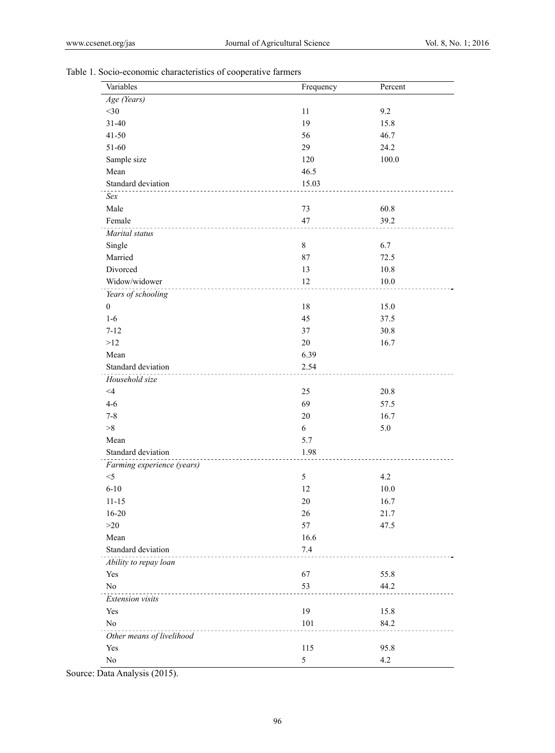Table 1. Socio-economic characteristics of cooperative farmers

| Variables | Frequency | Percent |
|---|---|---|
| *Age (Years)* | | |
| <30 | 11 | 9.2 |
| 31-40 | 19 | 15.8 |
| 41-50 | 56 | 46.7 |
| 51-60 | 29 | 24.2 |
| Sample size | 120 | 100.0 |
| Mean | 46.5 | |
| Standard deviation | 15.03 | |
| *Sex* | | |
| Male | 73 | 60.8 |
| Female | 47 | 39.2 |
| *Marital status* | | |
| Single | 8 | 6.7 |
| Married | 87 | 72.5 |
| Divorced | 13 | 10.8 |
| Widow/widower | 12 | 10.0 |
| *Years of schooling* | | |
| 0 | 18 | 15.0 |
| 1-6 | 45 | 37.5 |
| 7-12 | 37 | 30.8 |
| >12 | 20 | 16.7 |
| Mean | 6.39 | |
| Standard deviation | 2.54 | |
| *Household size* | | |
| <4 | 25 | 20.8 |
| 4-6 | 69 | 57.5 |
| 7-8 | 20 | 16.7 |
| >8 | 6 | 5.0 |
| Mean | 5.7 | |
| Standard deviation | 1.98 | |
| *Farming experience (years)* | | |
| <5 | 5 | 4.2 |
| 6-10 | 12 | 10.0 |
| 11-15 | 20 | 16.7 |
| 16-20 | 26 | 21.7 |
| >20 | 57 | 47.5 |
| Mean | 16.6 | |
| Standard deviation | 7.4 | |
| *Ability to repay loan* | | |
| Yes | 67 | 55.8 |
| No | 53 | 44.2 |
| *Extension visits* | | |
| Yes | 19 | 15.8 |
| No | 101 | 84.2 |
| *Other means of livelihood* | | |
| Yes | 115 | 95.8 |
| No | 5 | 4.2 |

Source: Data Analysis (2015).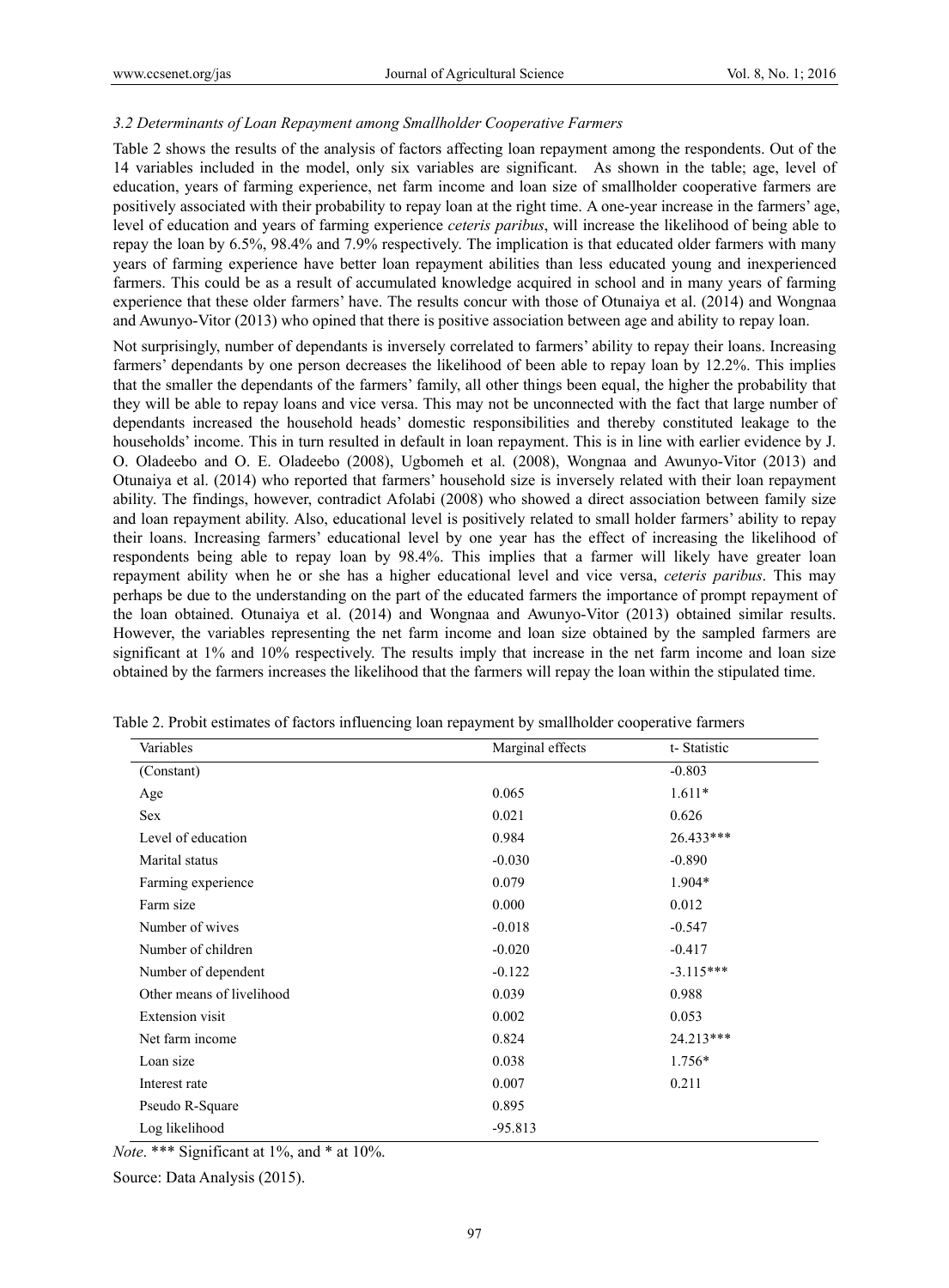### *3.2 Determinants of Loan Repayment among Smallholder Cooperative Farmers*

Table 2 shows the results of the analysis of factors affecting loan repayment among the respondents. Out of the 14 variables included in the model, only six variables are significant. As shown in the table; age, level of education, years of farming experience, net farm income and loan size of smallholder cooperative farmers are positively associated with their probability to repay loan at the right time. A one-year increase in the farmers' age, level of education and years of farming experience *ceteris paribus*, will increase the likelihood of being able to repay the loan by 6.5%, 98.4% and 7.9% respectively. The implication is that educated older farmers with many years of farming experience have better loan repayment abilities than less educated young and inexperienced farmers. This could be as a result of accumulated knowledge acquired in school and in many years of farming experience that these older farmers' have. The results concur with those of Otunaiya et al. (2014) and Wongnaa and Awunyo-Vitor (2013) who opined that there is positive association between age and ability to repay loan.

Not surprisingly, number of dependants is inversely correlated to farmers' ability to repay their loans. Increasing farmers' dependants by one person decreases the likelihood of been able to repay loan by 12.2%. This implies that the smaller the dependants of the farmers' family, all other things been equal, the higher the probability that they will be able to repay loans and vice versa. This may not be unconnected with the fact that large number of dependants increased the household heads' domestic responsibilities and thereby constituted leakage to the households' income. This in turn resulted in default in loan repayment. This is in line with earlier evidence by J. O. Oladeebo and O. E. Oladeebo (2008), Ugbomeh et al. (2008), Wongnaa and Awunyo-Vitor (2013) and Otunaiya et al. (2014) who reported that farmers' household size is inversely related with their loan repayment ability. The findings, however, contradict Afolabi (2008) who showed a direct association between family size and loan repayment ability. Also, educational level is positively related to small holder farmers' ability to repay their loans. Increasing farmers' educational level by one year has the effect of increasing the likelihood of respondents being able to repay loan by 98.4%. This implies that a farmer will likely have greater loan repayment ability when he or she has a higher educational level and vice versa, *ceteris paribus*. This may perhaps be due to the understanding on the part of the educated farmers the importance of prompt repayment of the loan obtained. Otunaiya et al. (2014) and Wongnaa and Awunyo-Vitor (2013) obtained similar results. However, the variables representing the net farm income and loan size obtained by the sampled farmers are significant at 1% and 10% respectively. The results imply that increase in the net farm income and loan size obtained by the farmers increases the likelihood that the farmers will repay the loan within the stipulated time.

Table 2. Probit estimates of factors influencing loan repayment by smallholder cooperative farmers

| Variables | Marginal effects | t- Statistic |
|---|---|---|
| (Constant) | | -0.803 |
| Age | 0.065 | 1.611* |
| Sex | 0.021 | 0.626 |
| Level of education | 0.984 | 26.433*** |
| Marital status | -0.030 | -0.890 |
| Farming experience | 0.079 | 1.904* |
| Farm size | 0.000 | 0.012 |
| Number of wives | -0.018 | -0.547 |
| Number of children | -0.020 | -0.417 |
| Number of dependent | -0.122 | -3.115*** |
| Other means of livelihood | 0.039 | 0.988 |
| Extension visit | 0.002 | 0.053 |
| Net farm income | 0.824 | 24.213*** |
| Loan size | 0.038 | 1.756* |
| Interest rate | 0.007 | 0.211 |
| Pseudo R-Square | 0.895 | |
| Log likelihood | -95.813 | |

*Note*. *** Significant at 1%, and * at 10%.

Source: Data Analysis (2015).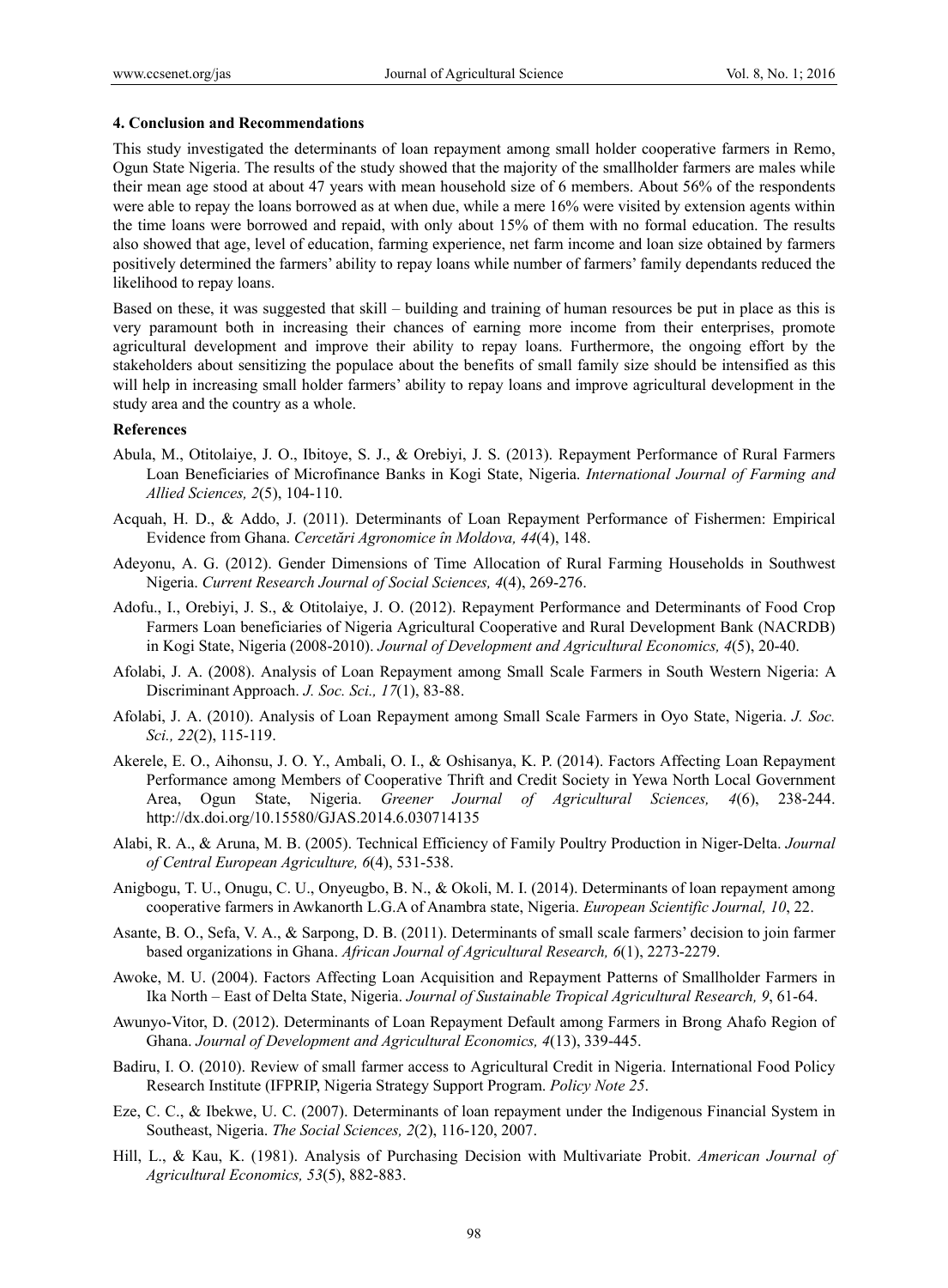## 4. Conclusion and Recommendations

This study investigated the determinants of loan repayment among small holder cooperative farmers in Remo, Ogun State Nigeria. The results of the study showed that the majority of the smallholder farmers are males while their mean age stood at about 47 years with mean household size of 6 members. About 56% of the respondents were able to repay the loans borrowed as at when due, while a mere 16% were visited by extension agents within the time loans were borrowed and repaid, with only about 15% of them with no formal education. The results also showed that age, level of education, farming experience, net farm income and loan size obtained by farmers positively determined the farmers' ability to repay loans while number of farmers' family dependants reduced the likelihood to repay loans.

Based on these, it was suggested that skill – building and training of human resources be put in place as this is very paramount both in increasing their chances of earning more income from their enterprises, promote agricultural development and improve their ability to repay loans. Furthermore, the ongoing effort by the stakeholders about sensitizing the populace about the benefits of small family size should be intensified as this will help in increasing small holder farmers' ability to repay loans and improve agricultural development in the study area and the country as a whole.

## References

Abula, M., Otitolaiye, J. O., Ibitoye, S. J., & Orebiyi, J. S. (2013). Repayment Performance of Rural Farmers Loan Beneficiaries of Microfinance Banks in Kogi State, Nigeria. *International Journal of Farming and Allied Sciences, 2*(5), 104-110.

Acquah, H. D., & Addo, J. (2011). Determinants of Loan Repayment Performance of Fishermen: Empirical Evidence from Ghana. *Cercetări Agronomice în Moldova, 44*(4), 148.

Adeyonu, A. G. (2012). Gender Dimensions of Time Allocation of Rural Farming Households in Southwest Nigeria. *Current Research Journal of Social Sciences, 4*(4), 269-276.

Adofu., I., Orebiyi, J. S., & Otitolaiye, J. O. (2012). Repayment Performance and Determinants of Food Crop Farmers Loan beneficiaries of Nigeria Agricultural Cooperative and Rural Development Bank (NACRDB) in Kogi State, Nigeria (2008-2010). *Journal of Development and Agricultural Economics, 4*(5), 20-40.

Afolabi, J. A. (2008). Analysis of Loan Repayment among Small Scale Farmers in South Western Nigeria: A Discriminant Approach. *J. Soc. Sci., 17*(1), 83-88.

Afolabi, J. A. (2010). Analysis of Loan Repayment among Small Scale Farmers in Oyo State, Nigeria. *J. Soc. Sci., 22*(2), 115-119.

Akerele, E. O., Aihonsu, J. O. Y., Ambali, O. I., & Oshisanya, K. P. (2014). Factors Affecting Loan Repayment Performance among Members of Cooperative Thrift and Credit Society in Yewa North Local Government Area, Ogun State, Nigeria. *Greener Journal of Agricultural Sciences, 4*(6), 238-244. http://dx.doi.org/10.15580/GJAS.2014.6.030714135

Alabi, R. A., & Aruna, M. B. (2005). Technical Efficiency of Family Poultry Production in Niger-Delta. *Journal of Central European Agriculture, 6*(4), 531-538.

Anigbogu, T. U., Onugu, C. U., Onyeugbo, B. N., & Okoli, M. I. (2014). Determinants of loan repayment among cooperative farmers in Awkanorth L.G.A of Anambra state, Nigeria. *European Scientific Journal, 10*, 22.

Asante, B. O., Sefa, V. A., & Sarpong, D. B. (2011). Determinants of small scale farmers' decision to join farmer based organizations in Ghana. *African Journal of Agricultural Research, 6*(1), 2273-2279.

Awoke, M. U. (2004). Factors Affecting Loan Acquisition and Repayment Patterns of Smallholder Farmers in Ika North – East of Delta State, Nigeria. *Journal of Sustainable Tropical Agricultural Research, 9*, 61-64.

Awunyo-Vitor, D. (2012). Determinants of Loan Repayment Default among Farmers in Brong Ahafo Region of Ghana. *Journal of Development and Agricultural Economics, 4*(13), 339-445.

Badiru, I. O. (2010). Review of small farmer access to Agricultural Credit in Nigeria. International Food Policy Research Institute (IFPRIP, Nigeria Strategy Support Program. *Policy Note 25*.

Eze, C. C., & Ibekwe, U. C. (2007). Determinants of loan repayment under the Indigenous Financial System in Southeast, Nigeria. *The Social Sciences, 2*(2), 116-120, 2007.

Hill, L., & Kau, K. (1981). Analysis of Purchasing Decision with Multivariate Probit. *American Journal of Agricultural Economics, 53*(5), 882-883.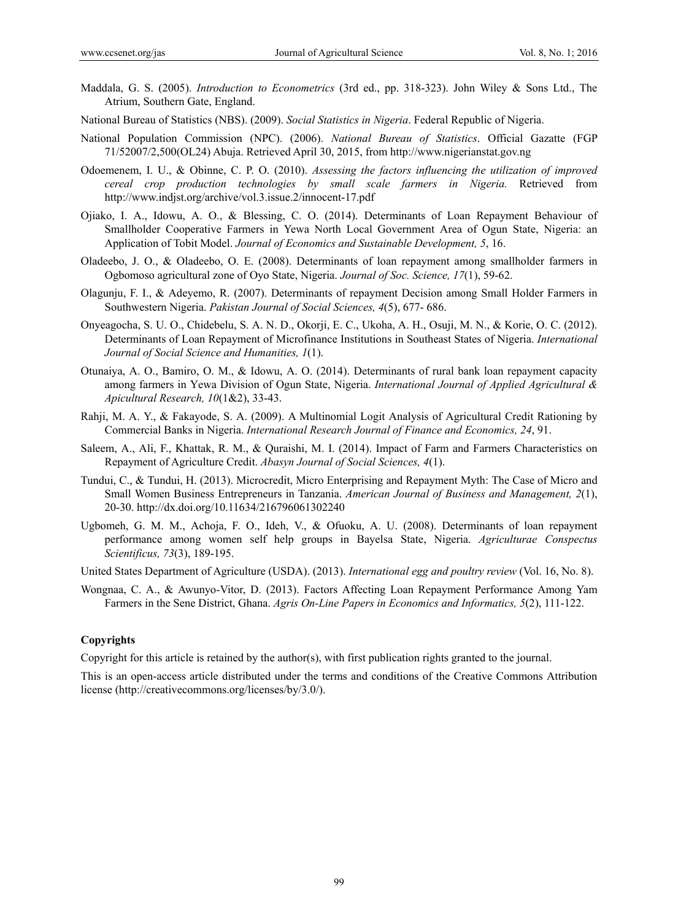Maddala, G. S. (2005). *Introduction to Econometrics* (3rd ed., pp. 318-323). John Wiley & Sons Ltd., The Atrium, Southern Gate, England.

National Bureau of Statistics (NBS). (2009). *Social Statistics in Nigeria*. Federal Republic of Nigeria.

National Population Commission (NPC). (2006). *National Bureau of Statistics*. Official Gazette (FGP 71/52007/2,500(OL24) Abuja. Retrieved April 30, 2015, from http://www.nigerianstat.gov.ng

Odoemenem, I. U., & Obinne, C. P. O. (2010). *Assessing the factors influencing the utilization of improved cereal crop production technologies by small scale farmers in Nigeria.* Retrieved from http://www.indjst.org/archive/vol.3.issue.2/innocent-17.pdf

Ojiako, I. A., Idowu, A. O., & Blessing, C. O. (2014). Determinants of Loan Repayment Behaviour of Smallholder Cooperative Farmers in Yewa North Local Government Area of Ogun State, Nigeria: an Application of Tobit Model. *Journal of Economics and Sustainable Development, 5*, 16.

Oladeebo, J. O., & Oladeebo, O. E. (2008). Determinants of loan repayment among smallholder farmers in Ogbomoso agricultural zone of Oyo State, Nigeria. *Journal of Soc. Science, 17*(1), 59-62.

Olagunju, F. I., & Adeyemo, R. (2007). Determinants of repayment Decision among Small Holder Farmers in Southwestern Nigeria. *Pakistan Journal of Social Sciences, 4*(5), 677- 686.

Onyeagocha, S. U. O., Chidebelu, S. A. N. D., Okorji, E. C., Ukoha, A. H., Osuji, M. N., & Korie, O. C. (2012). Determinants of Loan Repayment of Microfinance Institutions in Southeast States of Nigeria. *International Journal of Social Science and Humanities, 1*(1).

Otunaiya, A. O., Bamiro, O. M., & Idowu, A. O. (2014). Determinants of rural bank loan repayment capacity among farmers in Yewa Division of Ogun State, Nigeria. *International Journal of Applied Agricultural & Apicultural Research, 10*(1&2), 33-43.

Rahji, M. A. Y., & Fakayode, S. A. (2009). A Multinomial Logit Analysis of Agricultural Credit Rationing by Commercial Banks in Nigeria. *International Research Journal of Finance and Economics, 24*, 91.

Saleem, A., Ali, F., Khattak, R. M., & Quraishi, M. I. (2014). Impact of Farm and Farmers Characteristics on Repayment of Agriculture Credit. *Abasyn Journal of Social Sciences, 4*(1).

Tundui, C., & Tundui, H. (2013). Microcredit, Micro Enterprising and Repayment Myth: The Case of Micro and Small Women Business Entrepreneurs in Tanzania. *American Journal of Business and Management, 2*(1), 20-30. http://dx.doi.org/10.11634/216796061302240

Ugbomeh, G. M. M., Achoja, F. O., Ideh, V., & Ofuoku, A. U. (2008). Determinants of loan repayment performance among women self help groups in Bayelsa State, Nigeria. *Agriculturae Conspectus Scientificus, 73*(3), 189-195.

United States Department of Agriculture (USDA). (2013). *International egg and poultry review* (Vol. 16, No. 8).

Wongnaa, C. A., & Awunyo-Vitor, D. (2013). Factors Affecting Loan Repayment Performance Among Yam Farmers in the Sene District, Ghana. *Agris On-Line Papers in Economics and Informatics, 5*(2), 111-122.

**Copyrights**

Copyright for this article is retained by the author(s), with first publication rights granted to the journal.

This is an open-access article distributed under the terms and conditions of the Creative Commons Attribution license (http://creativecommons.org/licenses/by/3.0/).